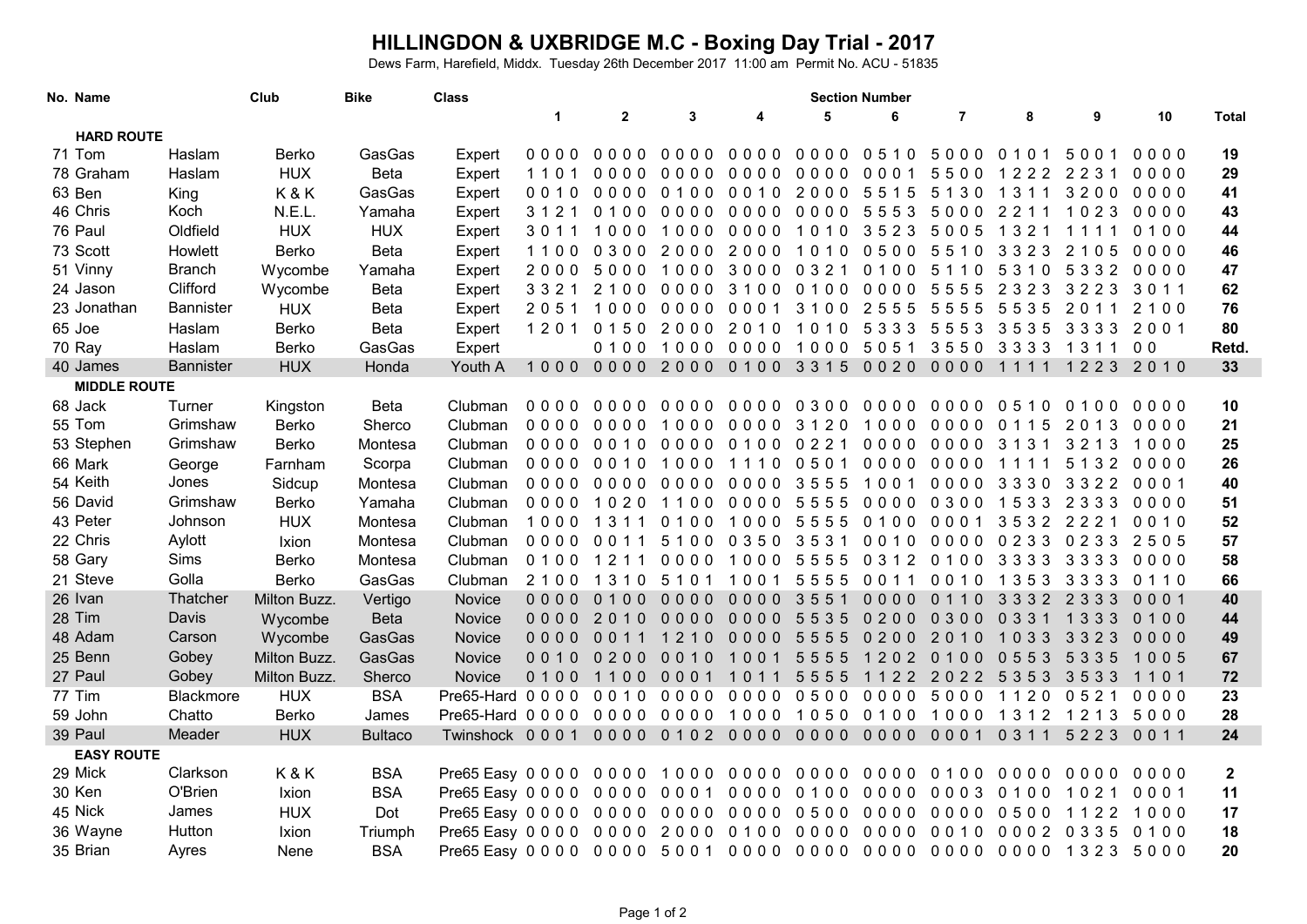# HILLINGDON & UXBRIDGE M.C - Boxing Day Trial - 2017

Dews Farm, Harefield, Middx. Tuesday 26th December 2017 11:00 am Permit No. ACU - 51835

| No. | Name | | Club | Bike | Class | 1 | 2 | 3 | 4 | 5 | 6 | 7 | 8 | 9 | 10 | Total |
|---|---|---|---|---|---|---|---|---|---|---|---|---|---|---|---|---|
| | **HARD ROUTE** | | | | | | | | | | | | | | | |
| 71 | Tom | Haslam | Berko | GasGas | Expert | 0 0 0 0 | 0 0 0 0 | 0 0 0 0 | 0 0 0 0 | 0 0 0 0 | 0 5 1 0 | 5 0 0 0 | 0 1 0 1 | 5 0 0 1 | 0 0 0 0 | **19** |
| 78 | Graham | Haslam | HUX | Beta | Expert | 1 1 0 1 | 0 0 0 0 | 0 0 0 0 | 0 0 0 0 | 0 0 0 0 | 0 0 0 1 | 5 5 0 0 | 1 2 2 2 | 2 2 3 1 | 0 0 0 0 | **29** |
| 63 | Ben | King | K & K | GasGas | Expert | 0 0 1 0 | 0 0 0 0 | 0 1 0 0 | 0 0 1 0 | 2 0 0 0 | 5 5 1 5 | 5 1 3 0 | 1 3 1 1 | 3 2 0 0 | 0 0 0 0 | **41** |
| 46 | Chris | Koch | N.E.L. | Yamaha | Expert | 3 1 2 1 | 0 1 0 0 | 0 0 0 0 | 0 0 0 0 | 0 0 0 0 | 5 5 5 3 | 5 0 0 0 | 2 2 1 1 | 1 0 2 3 | 0 0 0 0 | **43** |
| 76 | Paul | Oldfield | HUX | HUX | Expert | 3 0 1 1 | 1 0 0 0 | 1 0 0 0 | 0 0 0 0 | 1 0 1 0 | 3 5 2 3 | 5 0 0 5 | 1 3 2 1 | 1 1 1 1 | 0 1 0 0 | **44** |
| 73 | Scott | Howlett | Berko | Beta | Expert | 1 1 0 0 | 0 3 0 0 | 2 0 0 0 | 2 0 0 0 | 1 0 1 0 | 0 5 0 0 | 5 5 1 0 | 3 3 2 3 | 2 1 0 5 | 0 0 0 0 | **46** |
| 51 | Vinny | Branch | Wycombe | Yamaha | Expert | 2 0 0 0 | 5 0 0 0 | 1 0 0 0 | 3 0 0 0 | 0 3 2 1 | 0 1 0 0 | 5 1 1 0 | 5 3 1 0 | 5 3 3 2 | 0 0 0 0 | **47** |
| 24 | Jason | Clifford | Wycombe | Beta | Expert | 3 3 2 1 | 2 1 0 0 | 0 0 0 0 | 3 1 0 0 | 0 1 0 0 | 0 0 0 0 | 5 5 5 5 | 2 3 2 3 | 3 2 2 3 | 3 0 1 1 | **62** |
| 23 | Jonathan | Bannister | HUX | Beta | Expert | 2 0 5 1 | 1 0 0 0 | 0 0 0 0 | 0 0 0 1 | 3 1 0 0 | 2 5 5 5 | 5 5 5 5 | 5 5 3 5 | 2 0 1 1 | 2 1 0 0 | **76** |
| 65 | Joe | Haslam | Berko | Beta | Expert | 1 2 0 1 | 0 1 5 0 | 2 0 0 0 | 2 0 1 0 | 1 0 1 0 | 5 3 3 3 | 5 5 5 3 | 3 5 3 5 | 3 3 3 3 | 2 0 0 1 | **80** |
| 70 | Ray | Haslam | Berko | GasGas | Expert | | 0 1 0 0 | 1 0 0 0 | 0 0 0 0 | 1 0 0 0 | 5 0 5 1 | 3 5 5 0 | 3 3 3 3 | 1 3 1 1 | 0 0 | **Retd.** |
| 40 | James | Bannister | HUX | Honda | Youth A | 1 0 0 0 | 0 0 0 0 | 2 0 0 0 | 0 1 0 0 | 3 3 1 5 | 0 0 2 0 | 0 0 0 0 | 1 1 1 1 | 1 2 2 3 | 2 0 1 0 | **33** |
| | **MIDDLE ROUTE** | | | | | | | | | | | | | | | |
| 68 | Jack | Turner | Kingston | Beta | Clubman | 0 0 0 0 | 0 0 0 0 | 0 0 0 0 | 0 0 0 0 | 0 3 0 0 | 0 0 0 0 | 0 0 0 0 | 0 5 1 0 | 0 1 0 0 | 0 0 0 0 | **10** |
| 55 | Tom | Grimshaw | Berko | Sherco | Clubman | 0 0 0 0 | 0 0 0 0 | 1 0 0 0 | 0 0 0 0 | 3 1 2 0 | 1 0 0 0 | 0 0 0 0 | 0 1 1 5 | 2 0 1 3 | 0 0 0 0 | **21** |
| 53 | Stephen | Grimshaw | Berko | Montesa | Clubman | 0 0 0 0 | 0 0 1 0 | 0 0 0 0 | 0 1 0 0 | 0 2 2 1 | 0 0 0 0 | 0 0 0 0 | 3 1 3 1 | 3 2 1 3 | 1 0 0 0 | **25** |
| 66 | Mark | George | Farnham | Scorpa | Clubman | 0 0 0 0 | 0 0 1 0 | 1 0 0 0 | 1 1 1 0 | 0 5 0 1 | 0 0 0 0 | 0 0 0 0 | 1 1 1 1 | 5 1 3 2 | 0 0 0 0 | **26** |
| 54 | Keith | Jones | Sidcup | Montesa | Clubman | 0 0 0 0 | 0 0 0 0 | 0 0 0 0 | 0 0 0 0 | 3 5 5 5 | 1 0 0 1 | 0 0 0 0 | 3 3 3 0 | 3 3 2 2 | 0 0 0 1 | **40** |
| 56 | David | Grimshaw | Berko | Yamaha | Clubman | 0 0 0 0 | 1 0 2 0 | 1 1 0 0 | 0 0 0 0 | 5 5 5 5 | 0 0 0 0 | 0 3 0 0 | 1 5 3 3 | 2 3 3 3 | 0 0 0 0 | **51** |
| 43 | Peter | Johnson | HUX | Montesa | Clubman | 1 0 0 0 | 1 3 1 1 | 0 1 0 0 | 1 0 0 0 | 5 5 5 5 | 0 1 0 0 | 0 0 0 1 | 3 5 3 2 | 2 2 2 1 | 0 0 1 0 | **52** |
| 22 | Chris | Aylott | Ixion | Montesa | Clubman | 0 0 0 0 | 0 0 1 1 | 5 1 0 0 | 0 3 5 0 | 3 5 3 1 | 0 0 1 0 | 0 0 0 0 | 0 2 3 3 | 0 2 3 3 | 2 5 0 5 | **57** |
| 58 | Gary | Sims | Berko | Montesa | Clubman | 0 1 0 0 | 1 2 1 1 | 0 0 0 0 | 1 0 0 0 | 5 5 5 5 | 0 3 1 2 | 0 1 0 0 | 3 3 3 3 | 3 3 3 3 | 0 0 0 0 | **58** |
| 21 | Steve | Golla | Berko | GasGas | Clubman | 2 1 0 0 | 1 3 1 0 | 5 1 0 1 | 1 0 0 1 | 5 5 5 5 | 0 0 1 1 | 0 0 1 0 | 1 3 5 3 | 3 3 3 3 | 0 1 1 0 | **66** |
| 26 | Ivan | Thatcher | Milton Buzz. | Vertigo | Novice | 0 0 0 0 | 0 1 0 0 | 0 0 0 0 | 0 0 0 0 | 3 5 5 1 | 0 0 0 0 | 0 1 1 0 | 3 3 3 2 | 2 3 3 3 | 0 0 0 1 | **40** |
| 28 | Tim | Davis | Wycombe | Beta | Novice | 0 0 0 0 | 2 0 1 0 | 0 0 0 0 | 0 0 0 0 | 5 5 3 5 | 0 2 0 0 | 0 3 0 0 | 0 3 3 1 | 1 3 3 3 | 0 1 0 0 | **44** |
| 48 | Adam | Carson | Wycombe | GasGas | Novice | 0 0 0 0 | 0 0 1 1 | 1 2 1 0 | 0 0 0 0 | 5 5 5 5 | 0 2 0 0 | 2 0 1 0 | 1 0 3 3 | 3 3 2 3 | 0 0 0 0 | **49** |
| 25 | Benn | Gobey | Milton Buzz. | GasGas | Novice | 0 0 1 0 | 0 2 0 0 | 0 0 1 0 | 1 0 0 1 | 5 5 5 5 | 1 2 0 2 | 0 1 0 0 | 0 5 5 3 | 5 3 3 5 | 1 0 0 5 | **67** |
| 27 | Paul | Gobey | Milton Buzz. | Sherco | Novice | 0 1 0 0 | 1 1 0 0 | 0 0 0 1 | 1 0 1 1 | 5 5 5 5 | 1 1 2 2 | 2 0 2 2 | 5 3 5 3 | 3 5 3 3 | 1 1 0 1 | **72** |
| 77 | Tim | Blackmore | HUX | BSA | Pre65-Hard | 0 0 0 0 | 0 0 1 0 | 0 0 0 0 | 0 0 0 0 | 0 5 0 0 | 0 0 0 0 | 5 0 0 0 | 1 1 2 0 | 0 5 2 1 | 0 0 0 0 | **23** |
| 59 | John | Chatto | Berko | James | Pre65-Hard | 0 0 0 0 | 0 0 0 0 | 0 0 0 0 | 1 0 0 0 | 1 0 5 0 | 0 1 0 0 | 1 0 0 0 | 1 3 1 2 | 1 2 1 3 | 5 0 0 0 | **28** |
| 39 | Paul | Meader | HUX | Bultaco | Twinshock | 0 0 0 1 | 0 0 0 0 | 0 1 0 2 | 0 0 0 0 | 0 0 0 0 | 0 0 0 0 | 0 0 0 1 | 0 3 1 1 | 5 2 2 3 | 0 0 1 1 | **24** |
| | **EASY ROUTE** | | | | | | | | | | | | | | | |
| 29 | Mick | Clarkson | K & K | BSA | Pre65 Easy | 0 0 0 0 | 0 0 0 0 | 1 0 0 0 | 0 0 0 0 | 0 0 0 0 | 0 0 0 0 | 0 1 0 0 | 0 0 0 0 | 0 0 0 0 | 0 0 0 0 | **2** |
| 30 | Ken | O'Brien | Ixion | BSA | Pre65 Easy | 0 0 0 0 | 0 0 0 0 | 0 0 0 1 | 0 0 0 0 | 0 1 0 0 | 0 0 0 0 | 0 0 0 3 | 0 1 0 0 | 1 0 2 1 | 0 0 0 1 | **11** |
| 45 | Nick | James | HUX | Dot | Pre65 Easy | 0 0 0 0 | 0 0 0 0 | 0 0 0 0 | 0 0 0 0 | 0 5 0 0 | 0 0 0 0 | 0 0 0 0 | 0 5 0 0 | 1 1 2 2 | 1 0 0 0 | **17** |
| 36 | Wayne | Hutton | Ixion | Triumph | Pre65 Easy | 0 0 0 0 | 0 0 0 0 | 2 0 0 0 | 0 1 0 0 | 0 0 0 0 | 0 0 0 0 | 0 0 1 0 | 0 0 0 2 | 0 3 3 5 | 0 1 0 0 | **18** |
| 35 | Brian | Ayres | Nene | BSA | Pre65 Easy | 0 0 0 0 | 0 0 0 0 | 5 0 0 1 | 0 0 0 0 | 0 0 0 0 | 0 0 0 0 | 0 0 0 0 | 0 0 0 0 | 1 3 2 3 | 5 0 0 0 | **20** |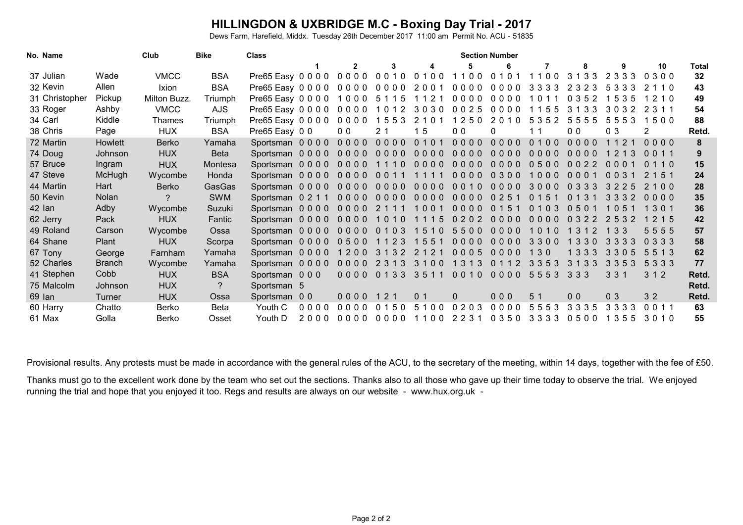# HILLINGDON & UXBRIDGE M.C - Boxing Day Trial - 2017

Dews Farm, Harefield, Middx. Tuesday 26th December 2017 11:00 am Permit No. ACU - 51835

| No. | Name | | Club | Bike | Class | 1 | 2 | 3 | 4 | 5 | 6 | 7 | 8 | 9 | 10 | Total |
|---|---|---|---|---|---|---|---|---|---|---|---|---|---|---|---|---|
| 37 | Julian | Wade | VMCC | BSA | Pre65 Easy | 0 0 0 0 | 0 0 0 0 | 0 0 1 0 | 0 1 0 0 | 1 1 0 0 | 0 1 0 1 | 1 1 0 0 | 3 1 3 3 | 2 3 3 3 | 0 3 0 0 | **32** |
| 32 | Kevin | Allen | Ixion | BSA | Pre65 Easy | 0 0 0 0 | 0 0 0 0 | 0 0 0 0 | 2 0 0 1 | 0 0 0 0 | 0 0 0 0 | 3 3 3 3 | 2 3 2 3 | 5 3 3 3 | 2 1 1 0 | **43** |
| 31 | Christopher | Pickup | Milton Buzz. | Triumph | Pre65 Easy | 0 0 0 0 | 1 0 0 0 | 5 1 1 5 | 1 1 2 1 | 0 0 0 0 | 0 0 0 0 | 1 0 1 1 | 0 3 5 2 | 1 5 3 5 | 1 2 1 0 | **49** |
| 33 | Roger | Ashby | VMCC | AJS | Pre65 Easy | 0 0 0 0 | 0 0 0 0 | 1 0 1 2 | 3 0 3 0 | 0 0 2 5 | 0 0 0 0 | 1 1 5 5 | 3 1 3 3 | 3 0 3 2 | 2 3 1 1 | **54** |
| 34 | Carl | Kiddle | Thames | Triumph | Pre65 Easy | 0 0 0 0 | 0 0 0 0 | 1 5 5 3 | 2 1 0 1 | 1 2 5 0 | 2 0 1 0 | 5 3 5 2 | 5 5 5 5 | 5 5 5 3 | 1 5 0 0 | **88** |
| 38 | Chris | Page | HUX | BSA | Pre65 Easy | 0 0 | 0 0 | 2 1 | 1 5 | 0 0 | 0 | 1 1 | 0 0 | 0 3 | 2 | **Retd.** |
| 72 | Martin | Howlett | Berko | Yamaha | Sportsman | 0 0 0 0 | 0 0 0 0 | 0 0 0 0 | 0 1 0 1 | 0 0 0 0 | 0 0 0 0 | 0 1 0 0 | 0 0 0 0 | 1 1 2 1 | 0 0 0 0 | **8** |
| 74 | Doug | Johnson | HUX | Beta | Sportsman | 0 0 0 0 | 0 0 0 0 | 0 0 0 0 | 0 0 0 0 | 0 0 0 0 | 0 0 0 0 | 0 0 0 0 | 0 0 0 0 | 1 2 1 3 | 0 0 1 1 | **9** |
| 57 | Bruce | Ingram | HUX | Montesa | Sportsman | 0 0 0 0 | 0 0 0 0 | 1 1 1 0 | 0 0 0 0 | 0 0 0 0 | 0 0 0 0 | 0 5 0 0 | 0 0 2 2 | 0 0 0 1 | 0 1 1 0 | **15** |
| 47 | Steve | McHugh | Wycombe | Honda | Sportsman | 0 0 0 0 | 0 0 0 0 | 0 0 1 1 | 1 1 1 1 | 0 0 0 0 | 0 3 0 0 | 1 0 0 0 | 0 0 0 1 | 0 0 3 1 | 2 1 5 1 | **24** |
| 44 | Martin | Hart | Berko | GasGas | Sportsman | 0 0 0 0 | 0 0 0 0 | 0 0 0 0 | 0 0 0 0 | 0 0 1 0 | 0 0 0 0 | 3 0 0 0 | 0 3 3 3 | 3 2 2 5 | 2 1 0 0 | **28** |
| 50 | Kevin | Nolan | ? | SWM | Sportsman | 0 2 1 1 | 0 0 0 0 | 0 0 0 0 | 0 0 0 0 | 0 0 0 0 | 0 2 5 1 | 0 1 5 1 | 0 1 3 1 | 3 3 3 2 | 0 0 0 0 | **35** |
| 42 | Ian | Adby | Wycombe | Suzuki | Sportsman | 0 0 0 0 | 0 0 0 0 | 2 1 1 1 | 1 0 0 1 | 0 0 0 0 | 0 1 5 1 | 0 1 0 3 | 0 5 0 1 | 1 0 5 1 | 1 3 0 1 | **36** |
| 62 | Jerry | Pack | HUX | Fantic | Sportsman | 0 0 0 0 | 0 0 0 0 | 1 0 1 0 | 1 1 1 5 | 0 2 0 2 | 0 0 0 0 | 0 0 0 0 | 0 3 2 2 | 2 5 3 2 | 1 2 1 5 | **42** |
| 49 | Roland | Carson | Wycombe | Ossa | Sportsman | 0 0 0 0 | 0 0 0 0 | 0 1 0 3 | 1 5 1 0 | 5 5 0 0 | 0 0 0 0 | 1 0 1 0 | 1 3 1 2 | 1 3 3 | 5 5 5 5 | **57** |
| 64 | Shane | Plant | HUX | Scorpa | Sportsman | 0 0 0 0 | 0 5 0 0 | 1 1 2 3 | 1 5 5 1 | 0 0 0 0 | 0 0 0 0 | 3 3 0 0 | 1 3 3 0 | 3 3 3 3 | 0 3 3 3 | **58** |
| 67 | Tony | George | Farnham | Yamaha | Sportsman | 0 0 0 0 | 1 2 0 0 | 3 1 3 2 | 2 1 2 1 | 0 0 0 5 | 0 0 0 0 | 1 3 0 | 1 3 3 3 | 3 3 0 5 | 5 5 1 3 | **62** |
| 52 | Charles | Branch | Wycombe | Yamaha | Sportsman | 0 0 0 0 | 0 0 0 0 | 2 3 1 3 | 3 1 0 0 | 1 3 1 3 | 0 1 1 2 | 3 3 5 3 | 3 1 3 3 | 3 3 5 3 | 5 3 3 3 | **77** |
| 41 | Stephen | Cobb | HUX | BSA | Sportsman | 0 0 0 | 0 0 0 0 | 0 1 3 3 | 3 5 1 1 | 0 0 1 0 | 0 0 0 0 | 5 5 5 3 | 3 3 3 | 3 3 1 | 3 1 2 | **Retd.** |
| 75 | Malcolm | Johnson | HUX | ? | Sportsman | 5 | | | | | | | | | | **Retd.** |
| 69 | Ian | Turner | HUX | Ossa | Sportsman | 0 0 | 0 0 0 0 | 1 2 1 | 0 1 | 0 | 0 0 0 | 5 1 | 0 0 | 0 3 | 3 2 | **Retd.** |
| 60 | Harry | Chatto | Berko | Beta | Youth C | 0 0 0 0 | 0 0 0 0 | 0 1 5 0 | 5 1 0 0 | 0 2 0 3 | 0 0 0 0 | 5 5 5 3 | 3 3 3 5 | 3 3 3 3 | 0 0 1 1 | **63** |
| 61 | Max | Golla | Berko | Osset | Youth D | 2 0 0 0 | 0 0 0 0 | 0 0 0 0 | 1 1 0 0 | 2 2 3 1 | 0 3 5 0 | 3 3 3 3 | 0 5 0 0 | 1 3 5 5 | 3 0 1 0 | **55** |

Provisional results. Any protests must be made in accordance with the general rules of the ACU, to the secretary of the meeting, within 14 days, together with the fee of £50.

Thanks must go to the excellent work done by the team who set out the sections. Thanks also to all those who gave up their time today to observe the trial. We enjoyed running the trial and hope that you enjoyed it too. Regs and results are always on our website - www.hux.org.uk -